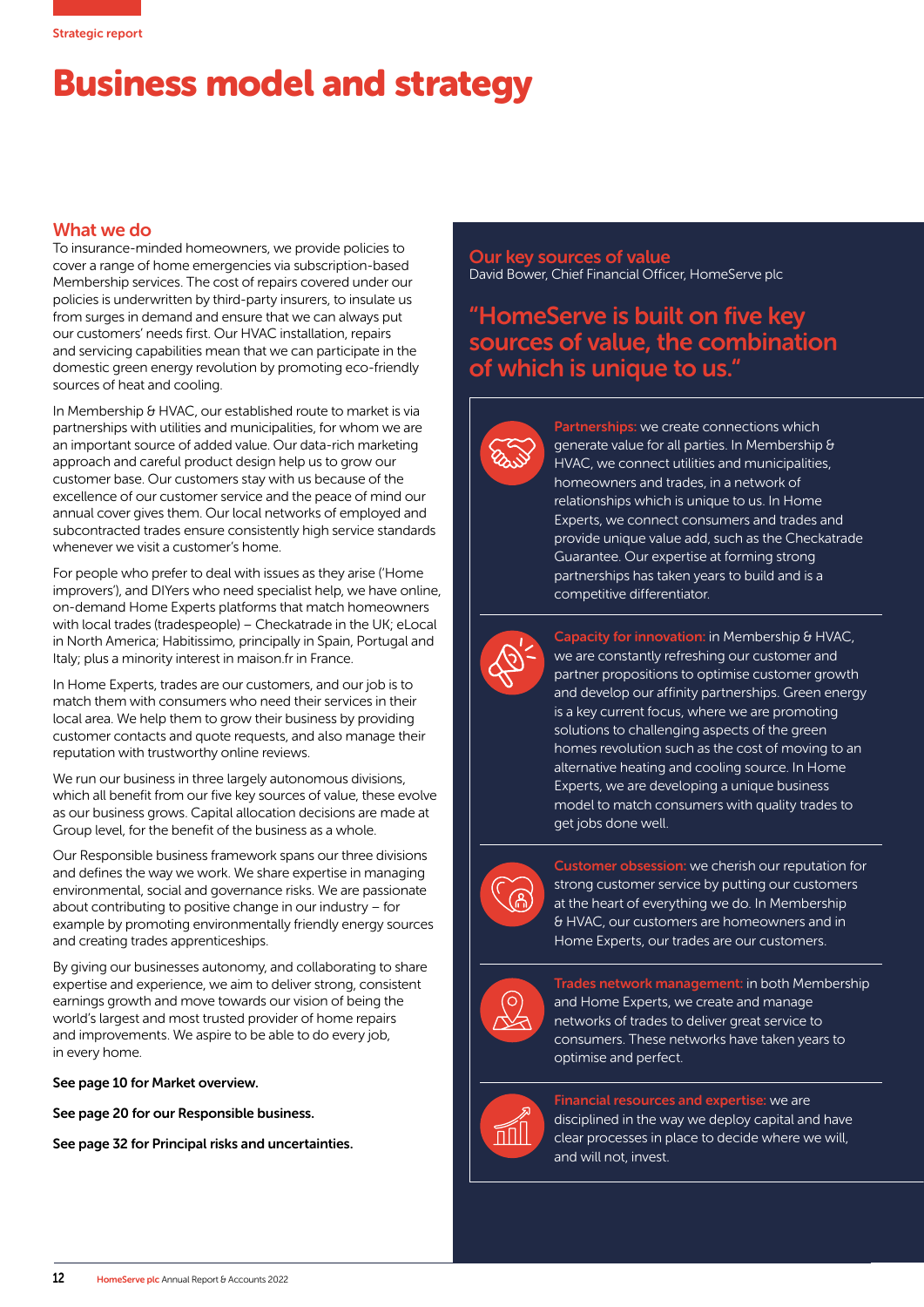Strategic report

# Business model and strategy

## What we do

To insurance-minded homeowners, we provide policies to cover a range of home emergencies via subscription-based Membership services. The cost of repairs covered under our policies is underwritten by third-party insurers, to insulate us from surges in demand and ensure that we can always put our customers' needs first. Our HVAC installation, repairs and servicing capabilities mean that we can participate in the domestic green energy revolution by promoting eco-friendly sources of heat and cooling.

In Membership & HVAC, our established route to market is via partnerships with utilities and municipalities, for whom we are an important source of added value. Our data-rich marketing approach and careful product design help us to grow our customer base. Our customers stay with us because of the excellence of our customer service and the peace of mind our annual cover gives them. Our local networks of employed and subcontracted trades ensure consistently high service standards whenever we visit a customer's home.

For people who prefer to deal with issues as they arise ('Home improvers'), and DIYers who need specialist help, we have online, on-demand Home Experts platforms that match homeowners with local trades (tradespeople) – Checkatrade in the UK; eLocal in North America; Habitissimo, principally in Spain, Portugal and Italy; plus a minority interest in maison.fr in France.

In Home Experts, trades are our customers, and our job is to match them with consumers who need their services in their local area. We help them to grow their business by providing customer contacts and quote requests, and also manage their reputation with trustworthy online reviews.

We run our business in three largely autonomous divisions, which all benefit from our five key sources of value, these evolve as our business grows. Capital allocation decisions are made at Group level, for the benefit of the business as a whole.

Our Responsible business framework spans our three divisions and defines the way we work. We share expertise in managing environmental, social and governance risks. We are passionate about contributing to positive change in our industry – for example by promoting environmentally friendly energy sources and creating trades apprenticeships.

By giving our businesses autonomy, and collaborating to share expertise and experience, we aim to deliver strong, consistent earnings growth and move towards our vision of being the world's largest and most trusted provider of home repairs and improvements. We aspire to be able to do every job, in every home.

**See page 10 for Market overview.**

**See page 20 for our Responsible business.**

**See page 32 for Principal risks and uncertainties.**

## Our key sources of value

David Bower, Chief Financial Officer, HomeServe plc

### "HomeServe is built on five key sources of value, the combination of which is unique to us."

**Partnerships:** we create connections which generate value for all parties. In Membership & HVAC, we connect utilities and municipalities, homeowners and trades, in a network of relationships which is unique to us. In Home Experts, we connect consumers and trades and provide unique value add, such as the Checkatrade Guarantee. Our expertise at forming strong partnerships has taken years to build and is a competitive differentiator.

**Capacity for innovation:** in Membership & HVAC, we are constantly refreshing our customer and partner propositions to optimise customer growth and develop our affinity partnerships. Green energy is a key current focus, where we are promoting solutions to challenging aspects of the green homes revolution such as the cost of moving to an alternative heating and cooling source. In Home Experts, we are developing a unique business model to match consumers with quality trades to get jobs done well.

**Customer obsession:** we cherish our reputation for strong customer service by putting our customers at the heart of everything we do. In Membership & HVAC, our customers are homeowners and in Home Experts, our trades are our customers.

**Trades network management:** in both Membership and Home Experts, we create and manage networks of trades to deliver great service to consumers. These networks have taken years to optimise and perfect.

**Financial resources and expertise:** we are disciplined in the way we deploy capital and have clear processes in place to decide where we will, and will not, invest.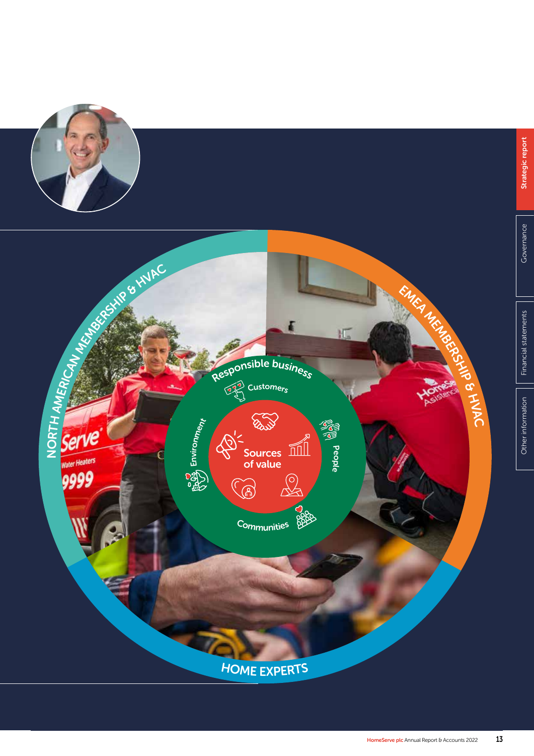NORTH AMERICAN MEMBERSHIP & HVAC

EMEA MEMBERSHIP & HVAC

HOME EXPERTS

Responsible business

Customers

People

Communities

Environment

Sources of value